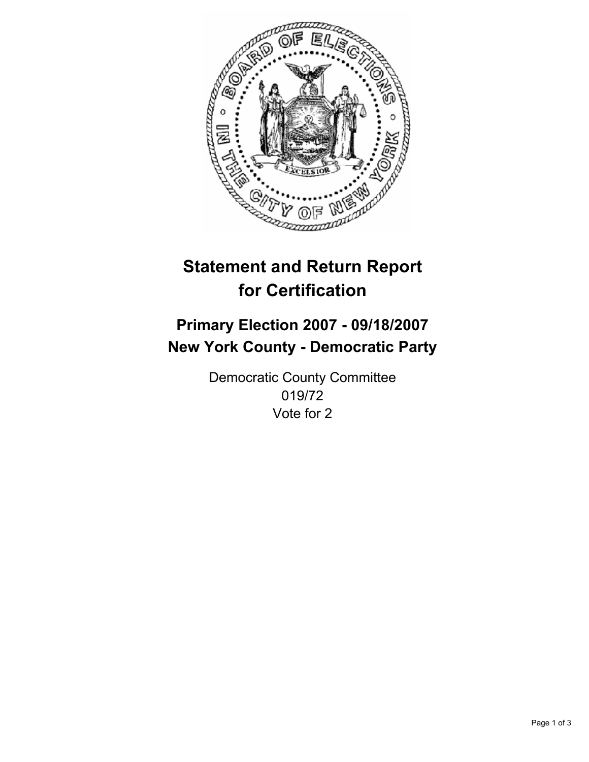# Statement and Return Report for Certification

## Primary Election 2007 - 09/18/2007
## New York County - Democratic Party

Democratic County Committee
019/72
Vote for 2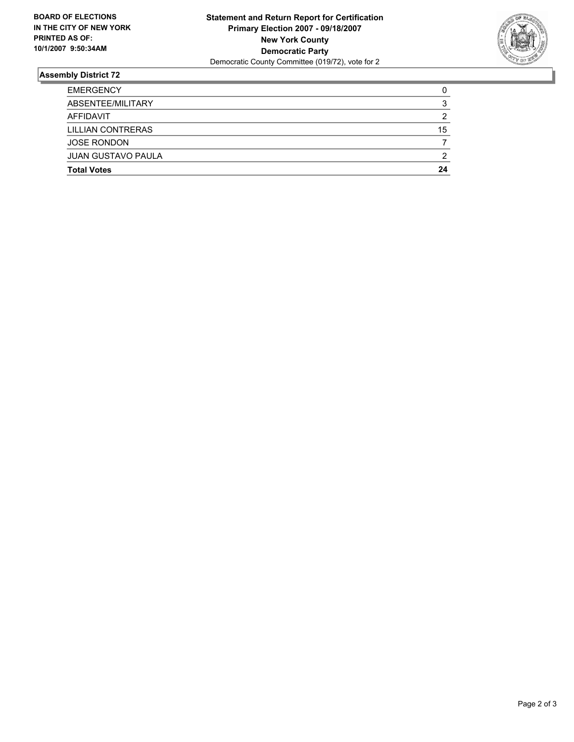**BOARD OF ELECTIONS IN THE CITY OF NEW YORK PRINTED AS OF: 10/1/2007 9:50:34AM**

**Statement and Return Report for Certification**
**Primary Election 2007 - 09/18/2007**
**New York County**
**Democratic Party**
Democratic County Committee (019/72), vote for 2

## Assembly District 72

| | |
|---|---|
| EMERGENCY | 0 |
| ABSENTEE/MILITARY | 3 |
| AFFIDAVIT | 2 |
| LILLIAN CONTRERAS | 15 |
| JOSE RONDON | 7 |
| JUAN GUSTAVO PAULA | 2 |
| **Total Votes** | **24** |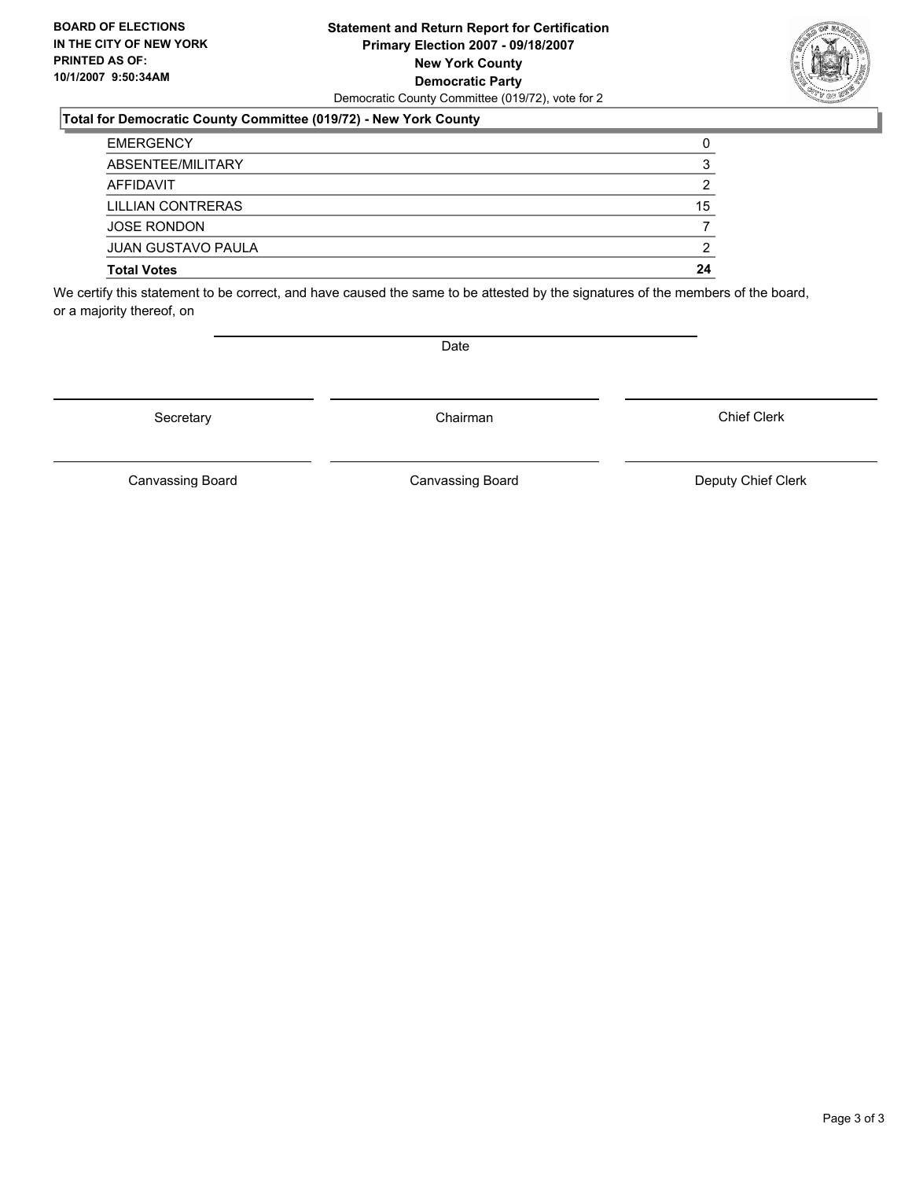**BOARD OF ELECTIONS IN THE CITY OF NEW YORK PRINTED AS OF: 10/1/2007 9:50:34AM**

**Statement and Return Report for Certification Primary Election 2007 - 09/18/2007 New York County Democratic Party**

Democratic County Committee (019/72), vote for 2

## Total for Democratic County Committee (019/72) - New York County

| | |
|---|---|
| EMERGENCY | 0 |
| ABSENTEE/MILITARY | 3 |
| AFFIDAVIT | 2 |
| LILLIAN CONTRERAS | 15 |
| JOSE RONDON | 7 |
| JUAN GUSTAVO PAULA | 2 |
| **Total Votes** | **24** |

We certify this statement to be correct, and have caused the same to be attested by the signatures of the members of the board, or a majority thereof, on

Date

Secretary

Chairman

Chief Clerk

Canvassing Board

Canvassing Board

Deputy Chief Clerk